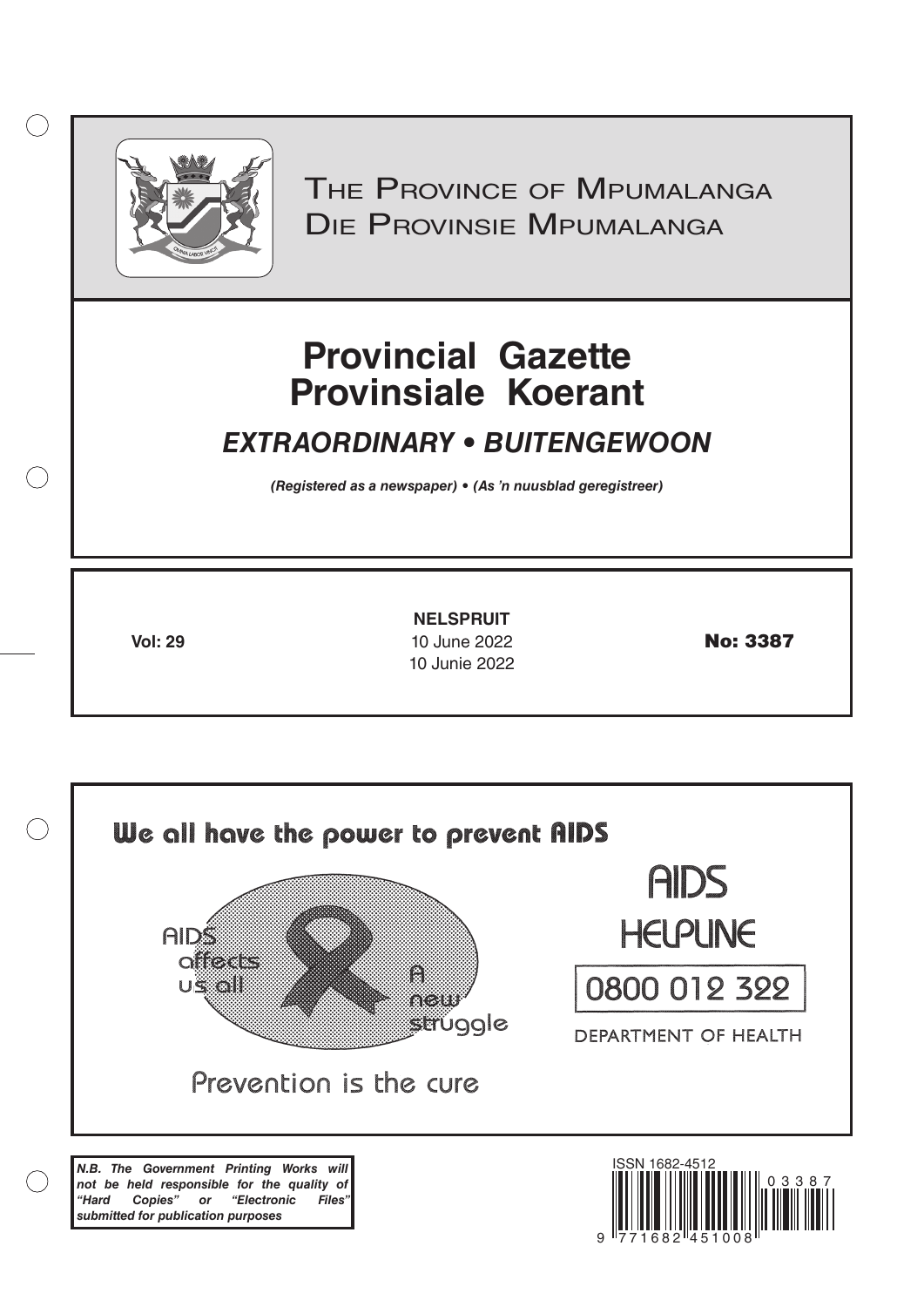The Province of Mpumalanga
Die Provinsie Mpumalanga

# Provincial Gazette
# Provinsiale Koerant

## *EXTRAORDINARY • BUITENGEWOON*

***(Registered as a newspaper) • (As 'n nuusblad geregistreer)***

**NELSPRUIT**

**Vol: 29** 10 June 2022 10 Junie 2022 **No: 3387**

**We all have the power to prevent AIDS**

AIDS affects us all

A new struggle

Prevention is the cure

AIDS HELPLINE

0800 012 322

DEPARTMENT OF HEALTH

***N.B. The Government Printing Works will not be held responsible for the quality of "Hard Copies" or "Electronic Files" submitted for publication purposes***

ISSN 1682-4512

9 771682 451008 03387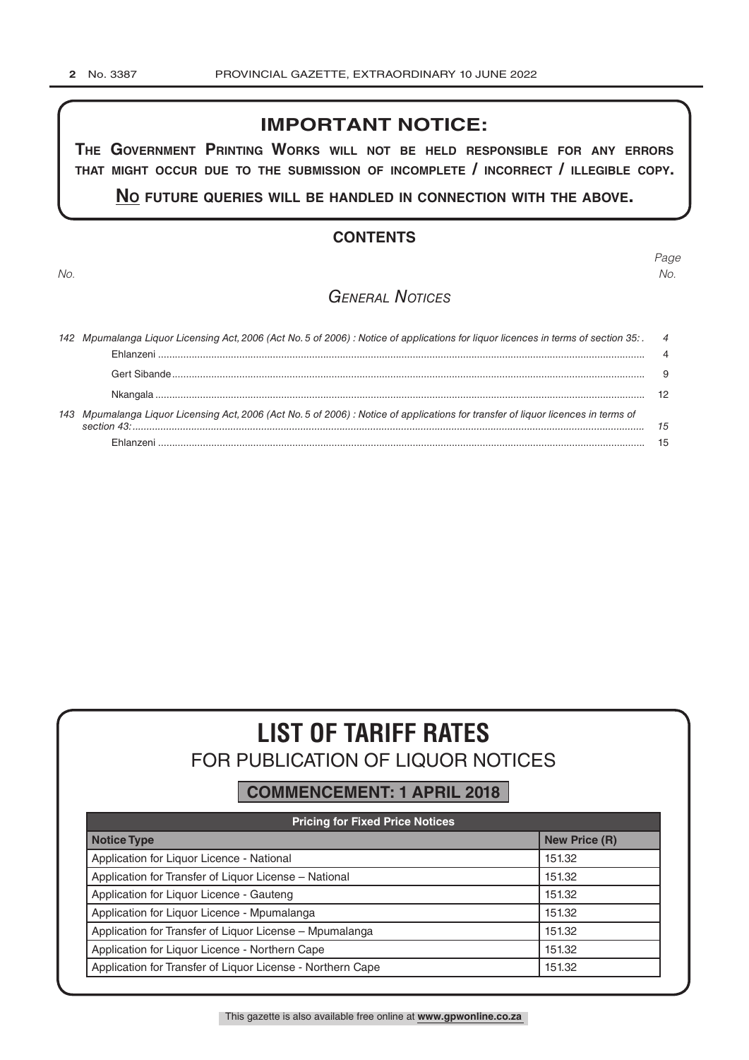## IMPORTANT NOTICE:

**THE GOVERNMENT PRINTING WORKS WILL NOT BE HELD RESPONSIBLE FOR ANY ERRORS THAT MIGHT OCCUR DUE TO THE SUBMISSION OF INCOMPLETE / INCORRECT / ILLEGIBLE COPY.**

**NO FUTURE QUERIES WILL BE HANDLED IN CONNECTION WITH THE ABOVE.**

## CONTENTS

| No. | | Page No. |
|---|---|---|
| | ***General Notices*** | |
| 142 | *Mpumalanga Liquor Licensing Act, 2006 (Act No. 5 of 2006) : Notice of applications for liquor licences in terms of section 35:* | *4* |
| | Ehlanzeni | 4 |
| | Gert Sibande | 9 |
| | Nkangala | 12 |
| 143 | *Mpumalanga Liquor Licensing Act, 2006 (Act No. 5 of 2006) : Notice of applications for transfer of liquor licences in terms of section 43:* | *15* |
| | Ehlanzeni | 15 |

# LIST OF TARIFF RATES

## FOR PUBLICATION OF LIQUOR NOTICES

**COMMENCEMENT: 1 APRIL 2018**

| Pricing for Fixed Price Notices | |
|---|---|
| **Notice Type** | **New Price (R)** |
| Application for Liquor Licence - National | 151.32 |
| Application for Transfer of Liquor License – National | 151.32 |
| Application for Liquor Licence - Gauteng | 151.32 |
| Application for Liquor Licence - Mpumalanga | 151.32 |
| Application for Transfer of Liquor License – Mpumalanga | 151.32 |
| Application for Liquor Licence - Northern Cape | 151.32 |
| Application for Transfer of Liquor License - Northern Cape | 151.32 |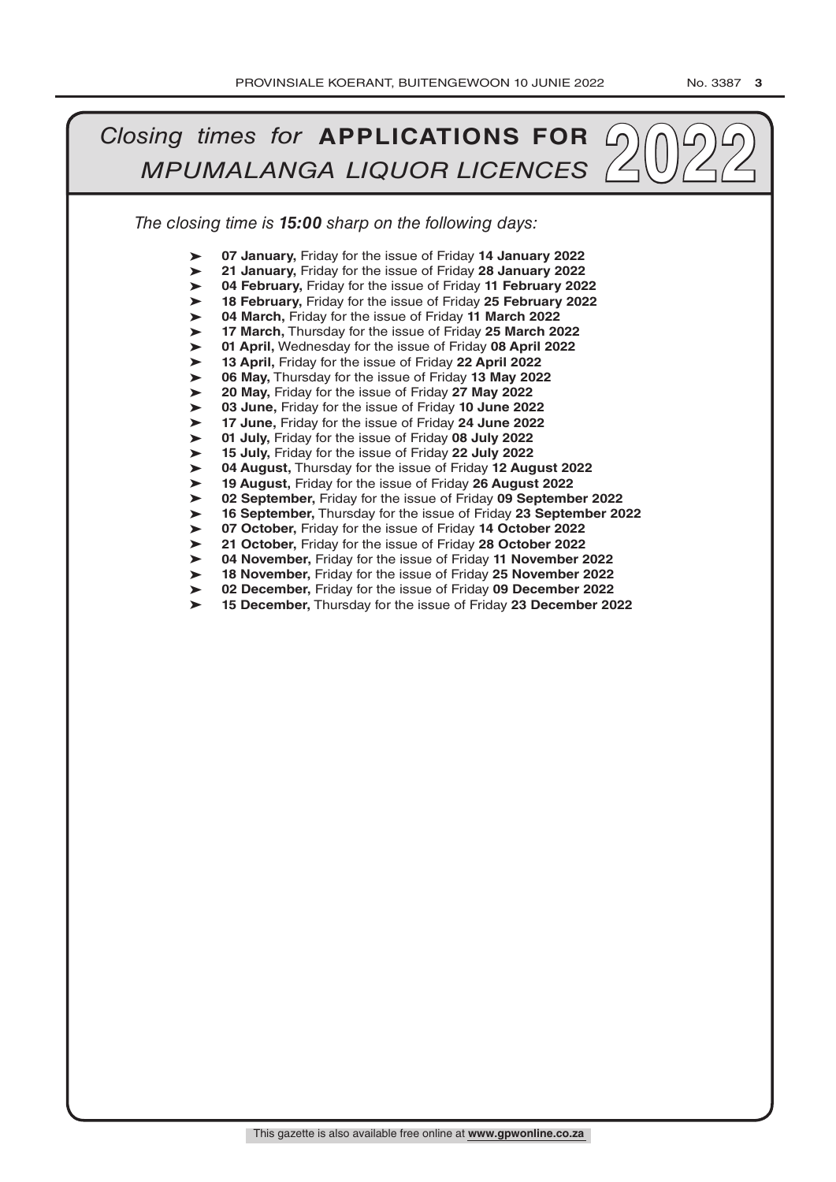# *Closing times for* **APPLICATIONS FOR** *MPUMALANGA LIQUOR LICENCES* 2022

*The closing time is **15:00** sharp on the following days:*

- **07 January,** Friday for the issue of Friday **14 January 2022**
- **21 January,** Friday for the issue of Friday **28 January 2022**
- **04 February,** Friday for the issue of Friday **11 February 2022**
- **18 February,** Friday for the issue of Friday **25 February 2022**
- **04 March,** Friday for the issue of Friday **11 March 2022**
- **17 March,** Thursday for the issue of Friday **25 March 2022**
- **01 April,** Wednesday for the issue of Friday **08 April 2022**
- **13 April,** Friday for the issue of Friday **22 April 2022**
- **06 May,** Thursday for the issue of Friday **13 May 2022**
- **20 May,** Friday for the issue of Friday **27 May 2022**
- **03 June,** Friday for the issue of Friday **10 June 2022**
- **17 June,** Friday for the issue of Friday **24 June 2022**
- **01 July,** Friday for the issue of Friday **08 July 2022**
- **15 July,** Friday for the issue of Friday **22 July 2022**
- **04 August,** Thursday for the issue of Friday **12 August 2022**
- **19 August,** Friday for the issue of Friday **26 August 2022**
- **02 September,** Friday for the issue of Friday **09 September 2022**
- **16 September,** Thursday for the issue of Friday **23 September 2022**
- **07 October,** Friday for the issue of Friday **14 October 2022**
- **21 October,** Friday for the issue of Friday **28 October 2022**
- **04 November,** Friday for the issue of Friday **11 November 2022**
- **18 November,** Friday for the issue of Friday **25 November 2022**
- **02 December,** Friday for the issue of Friday **09 December 2022**
- **15 December,** Thursday for the issue of Friday **23 December 2022**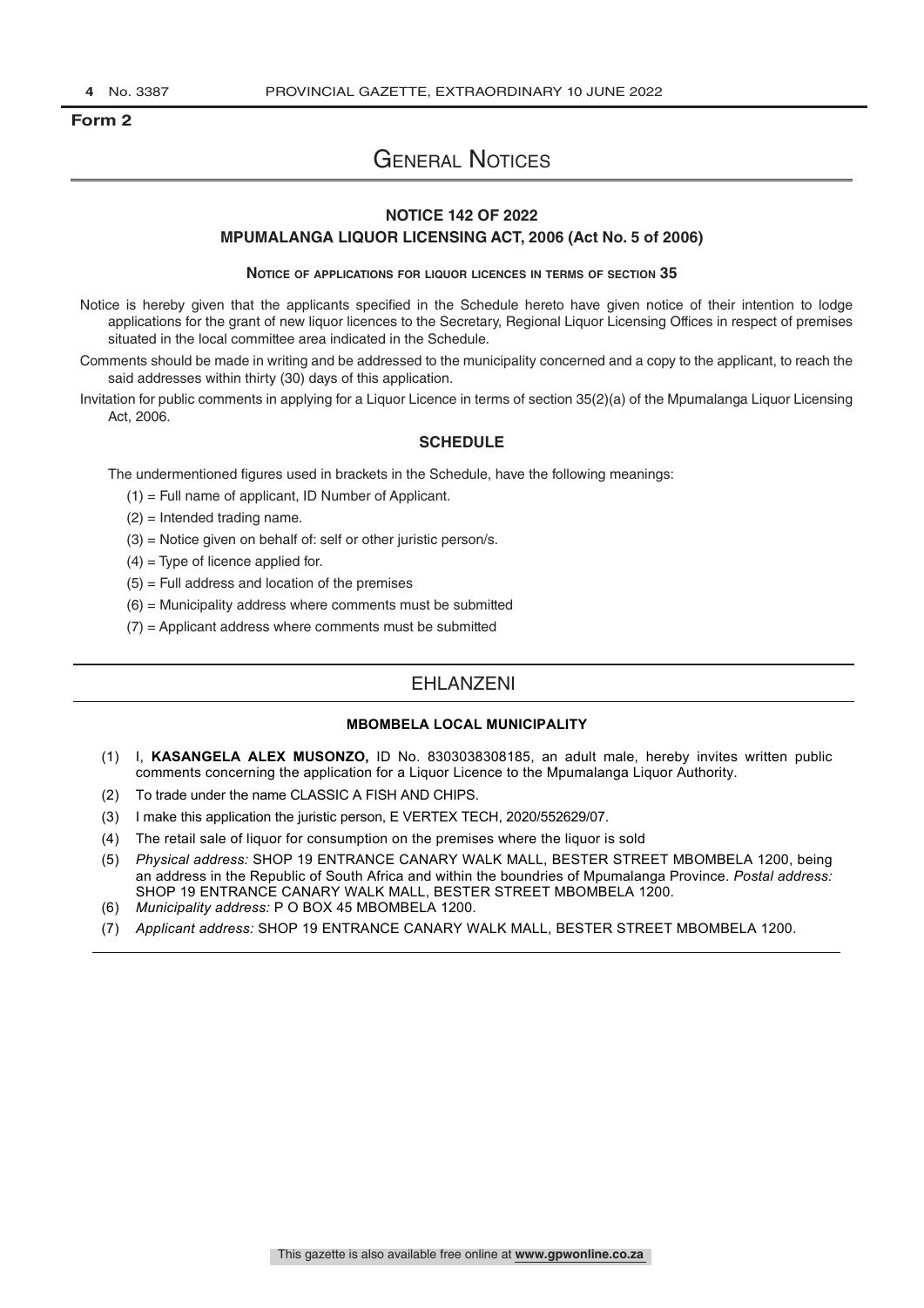Form 2

# General Notices

## NOTICE 142 OF 2022

### MPUMALANGA LIQUOR LICENSING ACT, 2006 (Act No. 5 of 2006)

**Notice of applications for liquor licences in terms of section 35**

Notice is hereby given that the applicants specified in the Schedule hereto have given notice of their intention to lodge applications for the grant of new liquor licences to the Secretary, Regional Liquor Licensing Offices in respect of premises situated in the local committee area indicated in the Schedule.

Comments should be made in writing and be addressed to the municipality concerned and a copy to the applicant, to reach the said addresses within thirty (30) days of this application.

Invitation for public comments in applying for a Liquor Licence in terms of section 35(2)(a) of the Mpumalanga Liquor Licensing Act, 2006.

### SCHEDULE

The undermentioned figures used in brackets in the Schedule, have the following meanings:

(1) = Full name of applicant, ID Number of Applicant.

(2) = Intended trading name.

(3) = Notice given on behalf of: self or other juristic person/s.

(4) = Type of licence applied for.

(5) = Full address and location of the premises

(6) = Municipality address where comments must be submitted

(7) = Applicant address where comments must be submitted

## EHLANZENI

### MBOMBELA LOCAL MUNICIPALITY

(1) I, **KASANGELA ALEX MUSONZO,** ID No. 8303038308185, an adult male, hereby invites written public comments concerning the application for a Liquor Licence to the Mpumalanga Liquor Authority.

(2) To trade under the name CLASSIC A FISH AND CHIPS.

(3) I make this application the juristic person, E VERTEX TECH, 2020/552629/07.

(4) The retail sale of liquor for consumption on the premises where the liquor is sold

(5) *Physical address:* SHOP 19 ENTRANCE CANARY WALK MALL, BESTER STREET MBOMBELA 1200, being an address in the Republic of South Africa and within the boundries of Mpumalanga Province. *Postal address:* SHOP 19 ENTRANCE CANARY WALK MALL, BESTER STREET MBOMBELA 1200.

(6) *Municipality address:* P O BOX 45 MBOMBELA 1200.

(7) *Applicant address:* SHOP 19 ENTRANCE CANARY WALK MALL, BESTER STREET MBOMBELA 1200.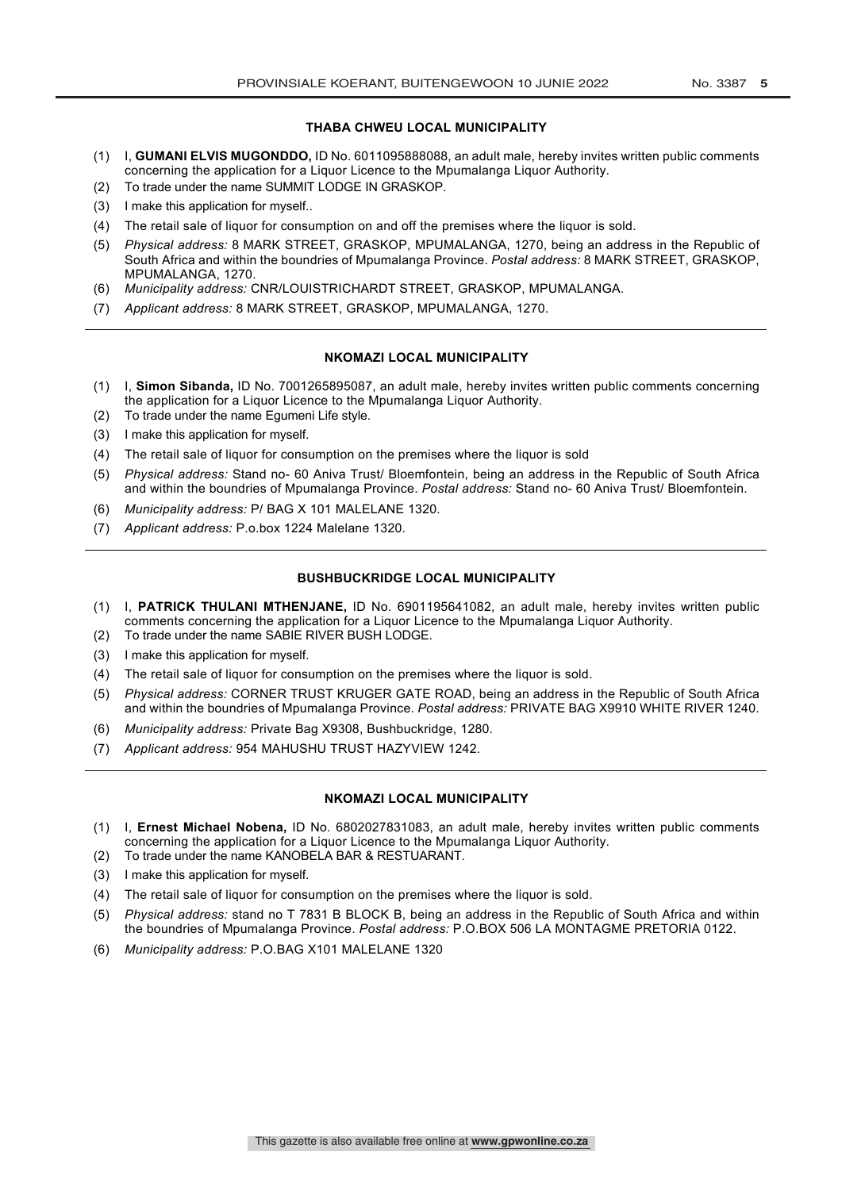### THABA CHWEU LOCAL MUNICIPALITY

(1) I, **GUMANI ELVIS MUGONDDO,** ID No. 6011095888088, an adult male, hereby invites written public comments concerning the application for a Liquor Licence to the Mpumalanga Liquor Authority.

(2) To trade under the name SUMMIT LODGE IN GRASKOP.

(3) I make this application for myself..

(4) The retail sale of liquor for consumption on and off the premises where the liquor is sold.

(5) *Physical address:* 8 MARK STREET, GRASKOP, MPUMALANGA, 1270, being an address in the Republic of South Africa and within the boundries of Mpumalanga Province. *Postal address:* 8 MARK STREET, GRASKOP, MPUMALANGA, 1270.

(6) *Municipality address:* CNR/LOUISTRICHARDT STREET, GRASKOP, MPUMALANGA.

(7) *Applicant address:* 8 MARK STREET, GRASKOP, MPUMALANGA, 1270.

---

### NKOMAZI LOCAL MUNICIPALITY

(1) I, **Simon Sibanda,** ID No. 7001265895087, an adult male, hereby invites written public comments concerning the application for a Liquor Licence to the Mpumalanga Liquor Authority.

(2) To trade under the name Egumeni Life style.

(3) I make this application for myself.

(4) The retail sale of liquor for consumption on the premises where the liquor is sold

(5) *Physical address:* Stand no- 60 Aniva Trust/ Bloemfontein, being an address in the Republic of South Africa and within the boundries of Mpumalanga Province. *Postal address:* Stand no- 60 Aniva Trust/ Bloemfontein.

(6) *Municipality address:* P/ BAG X 101 MALELANE 1320.

(7) *Applicant address:* P.o.box 1224 Malelane 1320.

---

### BUSHBUCKRIDGE LOCAL MUNICIPALITY

(1) I, **PATRICK THULANI MTHENJANE,** ID No. 6901195641082, an adult male, hereby invites written public comments concerning the application for a Liquor Licence to the Mpumalanga Liquor Authority.

(2) To trade under the name SABIE RIVER BUSH LODGE.

(3) I make this application for myself.

(4) The retail sale of liquor for consumption on the premises where the liquor is sold.

(5) *Physical address:* CORNER TRUST KRUGER GATE ROAD, being an address in the Republic of South Africa and within the boundries of Mpumalanga Province. *Postal address:* PRIVATE BAG X9910 WHITE RIVER 1240.

(6) *Municipality address:* Private Bag X9308, Bushbuckridge, 1280.

(7) *Applicant address:* 954 MAHUSHU TRUST HAZYVIEW 1242.

---

### NKOMAZI LOCAL MUNICIPALITY

(1) I, **Ernest Michael Nobena,** ID No. 6802027831083, an adult male, hereby invites written public comments concerning the application for a Liquor Licence to the Mpumalanga Liquor Authority.

(2) To trade under the name KANOBELA BAR & RESTUARANT.

(3) I make this application for myself.

(4) The retail sale of liquor for consumption on the premises where the liquor is sold.

(5) *Physical address:* stand no T 7831 B BLOCK B, being an address in the Republic of South Africa and within the boundries of Mpumalanga Province. *Postal address:* P.O.BOX 506 LA MONTAGME PRETORIA 0122.

(6) *Municipality address:* P.O.BAG X101 MALELANE 1320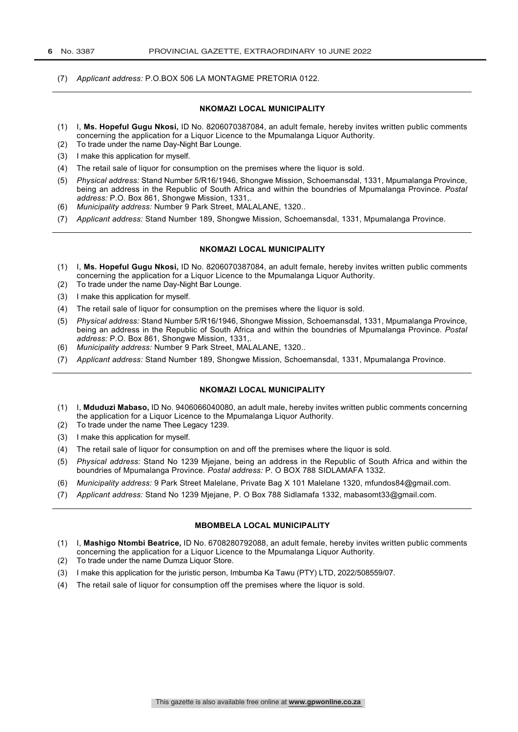(7) *Applicant address:* P.O.BOX 506 LA MONTAGME PRETORIA 0122.

---

**NKOMAZI LOCAL MUNICIPALITY**

(1) I, **Ms. Hopeful Gugu Nkosi,** ID No. 8206070387084, an adult female, hereby invites written public comments concerning the application for a Liquor Licence to the Mpumalanga Liquor Authority.
(2) To trade under the name Day-Night Bar Lounge.
(3) I make this application for myself.
(4) The retail sale of liquor for consumption on the premises where the liquor is sold.
(5) *Physical address:* Stand Number 5/R16/1946, Shongwe Mission, Schoemansdal, 1331, Mpumalanga Province, being an address in the Republic of South Africa and within the boundries of Mpumalanga Province. *Postal address:* P.O. Box 861, Shongwe Mission, 1331,.
(6) *Municipality address:* Number 9 Park Street, MALALANE, 1320..
(7) *Applicant address:* Stand Number 189, Shongwe Mission, Schoemansdal, 1331, Mpumalanga Province.

---

**NKOMAZI LOCAL MUNICIPALITY**

(1) I, **Ms. Hopeful Gugu Nkosi,** ID No. 8206070387084, an adult female, hereby invites written public comments concerning the application for a Liquor Licence to the Mpumalanga Liquor Authority.
(2) To trade under the name Day-Night Bar Lounge.
(3) I make this application for myself.
(4) The retail sale of liquor for consumption on the premises where the liquor is sold.
(5) *Physical address:* Stand Number 5/R16/1946, Shongwe Mission, Schoemansdal, 1331, Mpumalanga Province, being an address in the Republic of South Africa and within the boundries of Mpumalanga Province. *Postal address:* P.O. Box 861, Shongwe Mission, 1331,.
(6) *Municipality address:* Number 9 Park Street, MALALANE, 1320..
(7) *Applicant address:* Stand Number 189, Shongwe Mission, Schoemansdal, 1331, Mpumalanga Province.

---

**NKOMAZI LOCAL MUNICIPALITY**

(1) I, **Mduduzi Mabaso,** ID No. 9406066040080, an adult male, hereby invites written public comments concerning the application for a Liquor Licence to the Mpumalanga Liquor Authority.
(2) To trade under the name Thee Legacy 1239.
(3) I make this application for myself.
(4) The retail sale of liquor for consumption on and off the premises where the liquor is sold.
(5) *Physical address:* Stand No 1239 Mjejane, being an address in the Republic of South Africa and within the boundries of Mpumalanga Province. *Postal address:* P. O BOX 788 SIDLAMAFA 1332.
(6) *Municipality address:* 9 Park Street Malelane, Private Bag X 101 Malelane 1320, mfundos84@gmail.com.
(7) *Applicant address:* Stand No 1239 Mjejane, P. O Box 788 Sidlamafa 1332, mabasomt33@gmail.com.

---

**MBOMBELA LOCAL MUNICIPALITY**

(1) I, **Mashigo Ntombi Beatrice,** ID No. 6708280792088, an adult female, hereby invites written public comments concerning the application for a Liquor Licence to the Mpumalanga Liquor Authority.
(2) To trade under the name Dumza Liquor Store.
(3) I make this application for the juristic person, Imbumba Ka Tawu (PTY) LTD, 2022/508559/07.
(4) The retail sale of liquor for consumption off the premises where the liquor is sold.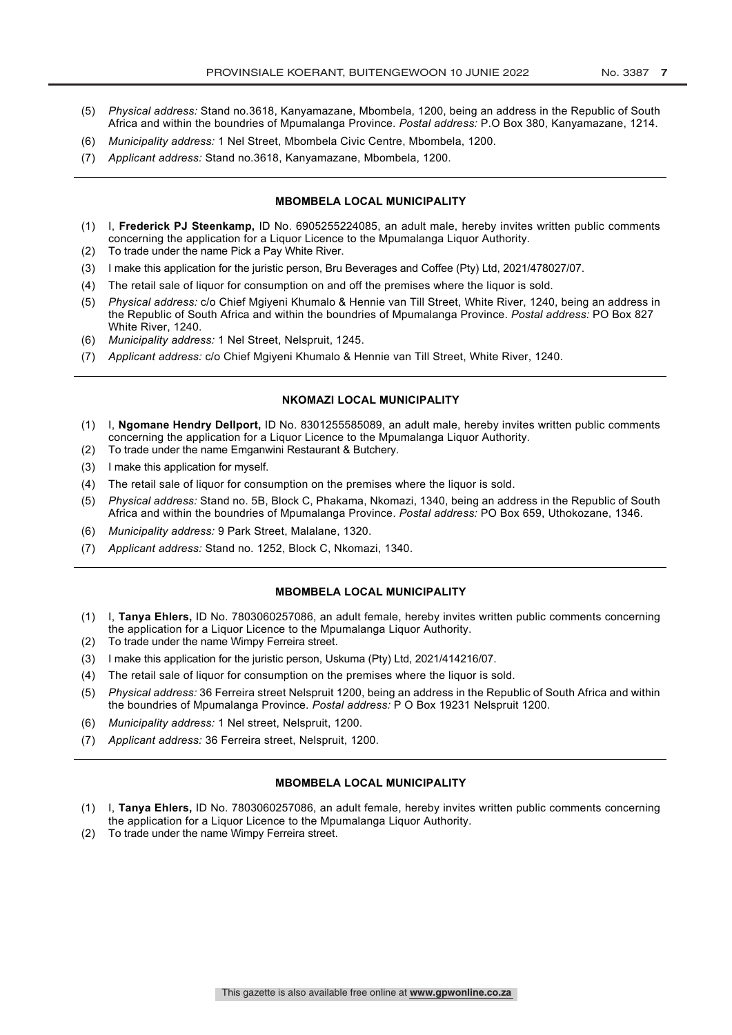(5) *Physical address:* Stand no.3618, Kanyamazane, Mbombela, 1200, being an address in the Republic of South Africa and within the boundries of Mpumalanga Province. *Postal address:* P.O Box 380, Kanyamazane, 1214.

(6) *Municipality address:* 1 Nel Street, Mbombela Civic Centre, Mbombela, 1200.

(7) *Applicant address:* Stand no.3618, Kanyamazane, Mbombela, 1200.

---

### MBOMBELA LOCAL MUNICIPALITY

(1) I, **Frederick PJ Steenkamp,** ID No. 6905255224085, an adult male, hereby invites written public comments concerning the application for a Liquor Licence to the Mpumalanga Liquor Authority.

(2) To trade under the name Pick a Pay White River.

(3) I make this application for the juristic person, Bru Beverages and Coffee (Pty) Ltd, 2021/478027/07.

(4) The retail sale of liquor for consumption on and off the premises where the liquor is sold.

(5) *Physical address:* c/o Chief Mgiyeni Khumalo & Hennie van Till Street, White River, 1240, being an address in the Republic of South Africa and within the boundries of Mpumalanga Province. *Postal address:* PO Box 827 White River, 1240.

(6) *Municipality address:* 1 Nel Street, Nelspruit, 1245.

(7) *Applicant address:* c/o Chief Mgiyeni Khumalo & Hennie van Till Street, White River, 1240.

---

### NKOMAZI LOCAL MUNICIPALITY

(1) I, **Ngomane Hendry Dellport,** ID No. 8301255585089, an adult male, hereby invites written public comments concerning the application for a Liquor Licence to the Mpumalanga Liquor Authority.

(2) To trade under the name Emganwini Restaurant & Butchery.

(3) I make this application for myself.

(4) The retail sale of liquor for consumption on the premises where the liquor is sold.

(5) *Physical address:* Stand no. 5B, Block C, Phakama, Nkomazi, 1340, being an address in the Republic of South Africa and within the boundries of Mpumalanga Province. *Postal address:* PO Box 659, Uthokozane, 1346.

(6) *Municipality address:* 9 Park Street, Malalane, 1320.

(7) *Applicant address:* Stand no. 1252, Block C, Nkomazi, 1340.

---

### MBOMBELA LOCAL MUNICIPALITY

(1) I, **Tanya Ehlers,** ID No. 7803060257086, an adult female, hereby invites written public comments concerning the application for a Liquor Licence to the Mpumalanga Liquor Authority.

(2) To trade under the name Wimpy Ferreira street.

(3) I make this application for the juristic person, Uskuma (Pty) Ltd, 2021/414216/07.

(4) The retail sale of liquor for consumption on the premises where the liquor is sold.

(5) *Physical address:* 36 Ferreira street Nelspruit 1200, being an address in the Republic of South Africa and within the boundries of Mpumalanga Province. *Postal address:* P O Box 19231 Nelspruit 1200.

(6) *Municipality address:* 1 Nel street, Nelspruit, 1200.

(7) *Applicant address:* 36 Ferreira street, Nelspruit, 1200.

---

### MBOMBELA LOCAL MUNICIPALITY

(1) I, **Tanya Ehlers,** ID No. 7803060257086, an adult female, hereby invites written public comments concerning the application for a Liquor Licence to the Mpumalanga Liquor Authority.

(2) To trade under the name Wimpy Ferreira street.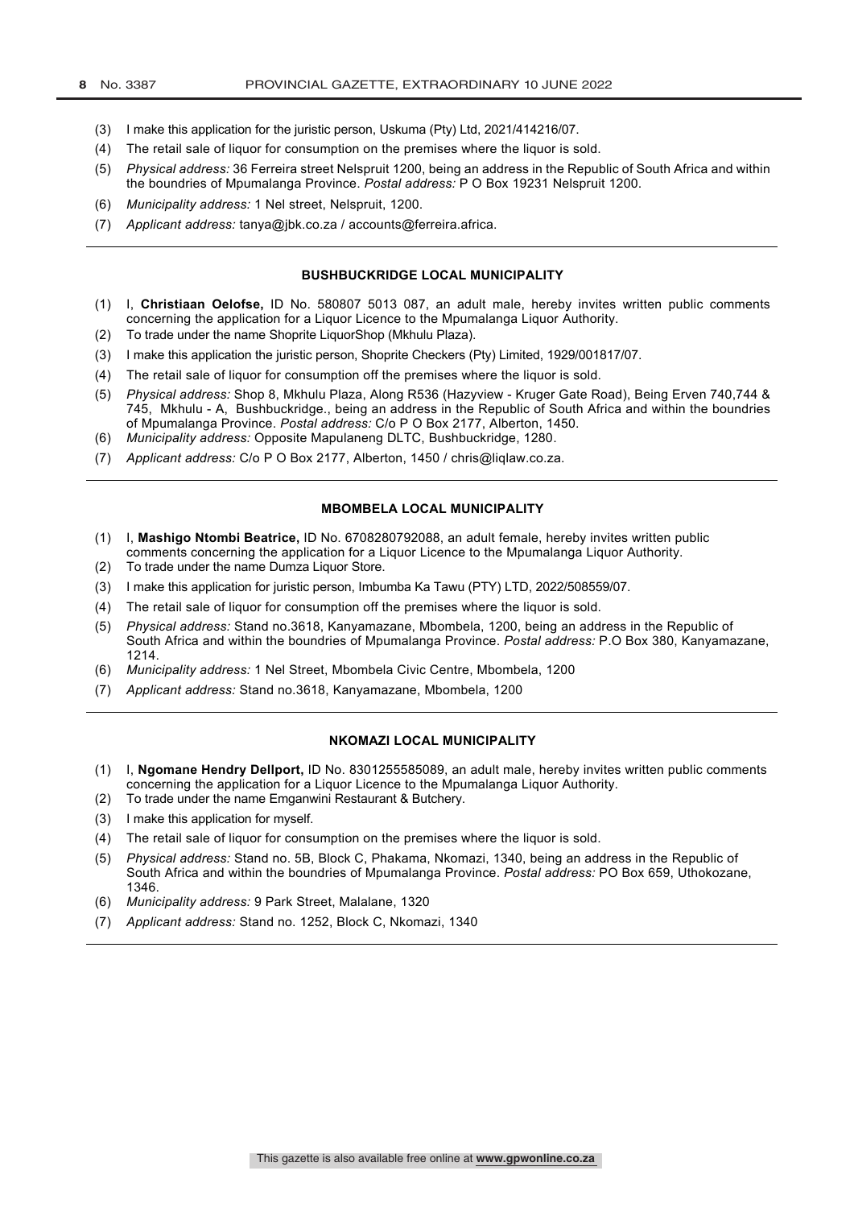(3) I make this application for the juristic person, Uskuma (Pty) Ltd, 2021/414216/07.

(4) The retail sale of liquor for consumption on the premises where the liquor is sold.

(5) *Physical address:* 36 Ferreira street Nelspruit 1200, being an address in the Republic of South Africa and within the boundries of Mpumalanga Province. *Postal address:* P O Box 19231 Nelspruit 1200.

(6) *Municipality address:* 1 Nel street, Nelspruit, 1200.

(7) *Applicant address:* tanya@jbk.co.za / accounts@ferreira.africa.

---

#### BUSHBUCKRIDGE LOCAL MUNICIPALITY

(1) I, **Christiaan Oelofse,** ID No. 580807 5013 087, an adult male, hereby invites written public comments concerning the application for a Liquor Licence to the Mpumalanga Liquor Authority.

(2) To trade under the name Shoprite LiquorShop (Mkhulu Plaza).

(3) I make this application the juristic person, Shoprite Checkers (Pty) Limited, 1929/001817/07.

(4) The retail sale of liquor for consumption off the premises where the liquor is sold.

(5) *Physical address:* Shop 8, Mkhulu Plaza, Along R536 (Hazyview - Kruger Gate Road), Being Erven 740,744 & 745, Mkhulu - A, Bushbuckridge., being an address in the Republic of South Africa and within the boundries of Mpumalanga Province. *Postal address:* C/o P O Box 2177, Alberton, 1450.

(6) *Municipality address:* Opposite Mapulaneng DLTC, Bushbuckridge, 1280.

(7) *Applicant address:* C/o P O Box 2177, Alberton, 1450 / chris@liqlaw.co.za.

---

#### MBOMBELA LOCAL MUNICIPALITY

(1) I, **Mashigo Ntombi Beatrice,** ID No. 6708280792088, an adult female, hereby invites written public comments concerning the application for a Liquor Licence to the Mpumalanga Liquor Authority.

(2) To trade under the name Dumza Liquor Store.

(3) I make this application for juristic person, Imbumba Ka Tawu (PTY) LTD, 2022/508559/07.

(4) The retail sale of liquor for consumption off the premises where the liquor is sold.

(5) *Physical address:* Stand no.3618, Kanyamazane, Mbombela, 1200, being an address in the Republic of South Africa and within the boundries of Mpumalanga Province. *Postal address:* P.O Box 380, Kanyamazane, 1214.

(6) *Municipality address:* 1 Nel Street, Mbombela Civic Centre, Mbombela, 1200

(7) *Applicant address:* Stand no.3618, Kanyamazane, Mbombela, 1200

---

#### NKOMAZI LOCAL MUNICIPALITY

(1) I, **Ngomane Hendry Dellport,** ID No. 8301255585089, an adult male, hereby invites written public comments concerning the application for a Liquor Licence to the Mpumalanga Liquor Authority.

(2) To trade under the name Emganwini Restaurant & Butchery.

(3) I make this application for myself.

(4) The retail sale of liquor for consumption on the premises where the liquor is sold.

(5) *Physical address:* Stand no. 5B, Block C, Phakama, Nkomazi, 1340, being an address in the Republic of South Africa and within the boundries of Mpumalanga Province. *Postal address:* PO Box 659, Uthokozane, 1346.

(6) *Municipality address:* 9 Park Street, Malalane, 1320

(7) *Applicant address:* Stand no. 1252, Block C, Nkomazi, 1340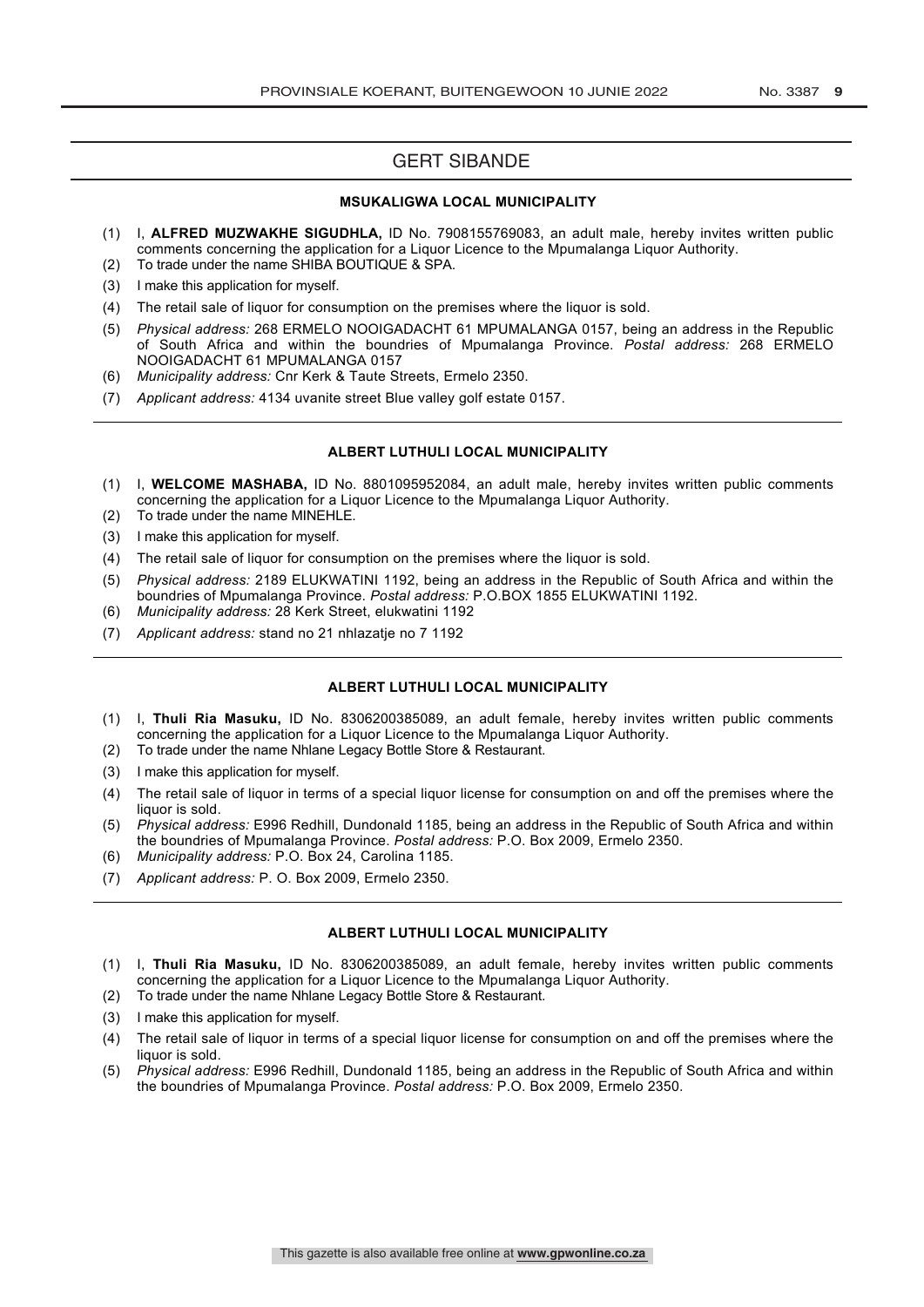## GERT SIBANDE

### MSUKALIGWA LOCAL MUNICIPALITY

(1) I, **ALFRED MUZWAKHE SIGUDHLA,** ID No. 7908155769083, an adult male, hereby invites written public comments concerning the application for a Liquor Licence to the Mpumalanga Liquor Authority.

(2) To trade under the name SHIBA BOUTIQUE & SPA.

(3) I make this application for myself.

(4) The retail sale of liquor for consumption on the premises where the liquor is sold.

(5) *Physical address:* 268 ERMELO NOOIGADACHT 61 MPUMALANGA 0157, being an address in the Republic of South Africa and within the boundries of Mpumalanga Province. *Postal address:* 268 ERMELO NOOIGADACHT 61 MPUMALANGA 0157

(6) *Municipality address:* Cnr Kerk & Taute Streets, Ermelo 2350.

(7) *Applicant address:* 4134 uvanite street Blue valley golf estate 0157.

---

### ALBERT LUTHULI LOCAL MUNICIPALITY

(1) I, **WELCOME MASHABA,** ID No. 8801095952084, an adult male, hereby invites written public comments concerning the application for a Liquor Licence to the Mpumalanga Liquor Authority.

(2) To trade under the name MINEHLE.

(3) I make this application for myself.

(4) The retail sale of liquor for consumption on the premises where the liquor is sold.

(5) *Physical address:* 2189 ELUKWATINI 1192, being an address in the Republic of South Africa and within the boundries of Mpumalanga Province. *Postal address:* P.O.BOX 1855 ELUKWATINI 1192.

(6) *Municipality address:* 28 Kerk Street, elukwatini 1192

(7) *Applicant address:* stand no 21 nhlazatje no 7 1192

---

### ALBERT LUTHULI LOCAL MUNICIPALITY

(1) I, **Thuli Ria Masuku,** ID No. 8306200385089, an adult female, hereby invites written public comments concerning the application for a Liquor Licence to the Mpumalanga Liquor Authority.

(2) To trade under the name Nhlane Legacy Bottle Store & Restaurant.

(3) I make this application for myself.

(4) The retail sale of liquor in terms of a special liquor license for consumption on and off the premises where the liquor is sold.

(5) *Physical address:* E996 Redhill, Dundonald 1185, being an address in the Republic of South Africa and within the boundries of Mpumalanga Province. *Postal address:* P.O. Box 2009, Ermelo 2350.

(6) *Municipality address:* P.O. Box 24, Carolina 1185.

(7) *Applicant address:* P. O. Box 2009, Ermelo 2350.

---

### ALBERT LUTHULI LOCAL MUNICIPALITY

(1) I, **Thuli Ria Masuku,** ID No. 8306200385089, an adult female, hereby invites written public comments concerning the application for a Liquor Licence to the Mpumalanga Liquor Authority.

(2) To trade under the name Nhlane Legacy Bottle Store & Restaurant.

(3) I make this application for myself.

(4) The retail sale of liquor in terms of a special liquor license for consumption on and off the premises where the liquor is sold.

(5) *Physical address:* E996 Redhill, Dundonald 1185, being an address in the Republic of South Africa and within the boundries of Mpumalanga Province. *Postal address:* P.O. Box 2009, Ermelo 2350.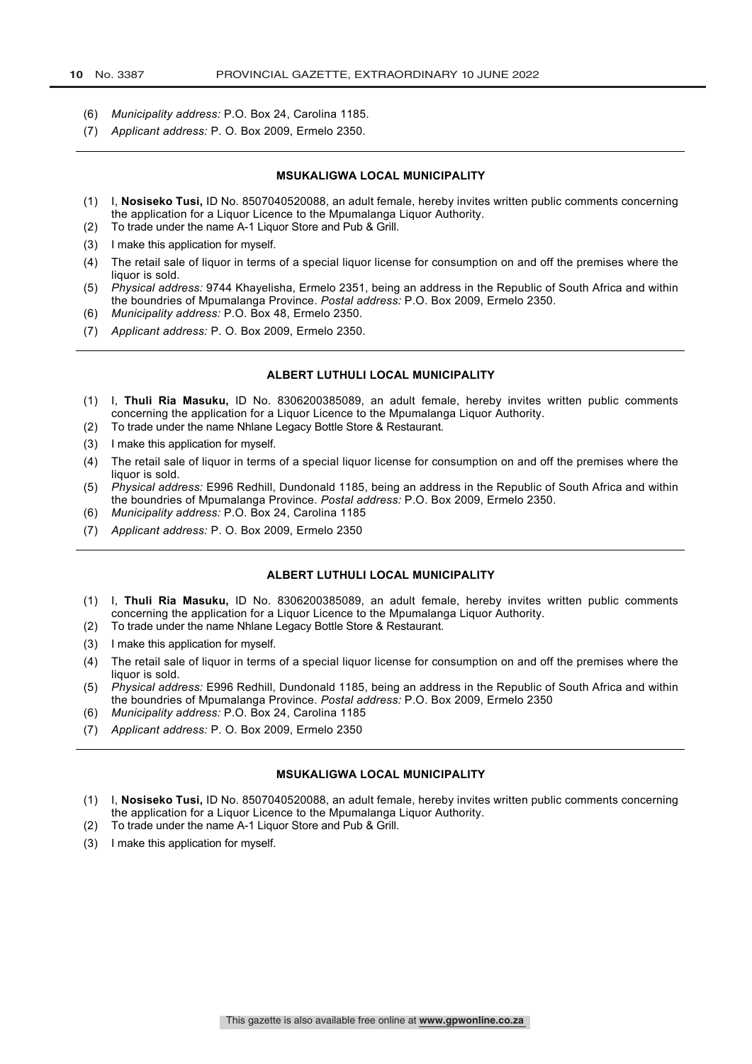(6) *Municipality address:* P.O. Box 24, Carolina 1185.
(7) *Applicant address:* P. O. Box 2009, Ermelo 2350.

---

**MSUKALIGWA LOCAL MUNICIPALITY**

(1) I, **Nosiseko Tusi,** ID No. 8507040520088, an adult female, hereby invites written public comments concerning the application for a Liquor Licence to the Mpumalanga Liquor Authority.
(2) To trade under the name A-1 Liquor Store and Pub & Grill.
(3) I make this application for myself.
(4) The retail sale of liquor in terms of a special liquor license for consumption on and off the premises where the liquor is sold.
(5) *Physical address:* 9744 Khayelisha, Ermelo 2351, being an address in the Republic of South Africa and within the boundries of Mpumalanga Province. *Postal address:* P.O. Box 2009, Ermelo 2350.
(6) *Municipality address:* P.O. Box 48, Ermelo 2350.
(7) *Applicant address:* P. O. Box 2009, Ermelo 2350.

---

**ALBERT LUTHULI LOCAL MUNICIPALITY**

(1) I, **Thuli Ria Masuku,** ID No. 8306200385089, an adult female, hereby invites written public comments concerning the application for a Liquor Licence to the Mpumalanga Liquor Authority.
(2) To trade under the name Nhlane Legacy Bottle Store & Restaurant.
(3) I make this application for myself.
(4) The retail sale of liquor in terms of a special liquor license for consumption on and off the premises where the liquor is sold.
(5) *Physical address:* E996 Redhill, Dundonald 1185, being an address in the Republic of South Africa and within the boundries of Mpumalanga Province. *Postal address:* P.O. Box 2009, Ermelo 2350.
(6) *Municipality address:* P.O. Box 24, Carolina 1185
(7) *Applicant address:* P. O. Box 2009, Ermelo 2350

---

**ALBERT LUTHULI LOCAL MUNICIPALITY**

(1) I, **Thuli Ria Masuku,** ID No. 8306200385089, an adult female, hereby invites written public comments concerning the application for a Liquor Licence to the Mpumalanga Liquor Authority.
(2) To trade under the name Nhlane Legacy Bottle Store & Restaurant.
(3) I make this application for myself.
(4) The retail sale of liquor in terms of a special liquor license for consumption on and off the premises where the liquor is sold.
(5) *Physical address:* E996 Redhill, Dundonald 1185, being an address in the Republic of South Africa and within the boundries of Mpumalanga Province. *Postal address:* P.O. Box 2009, Ermelo 2350
(6) *Municipality address:* P.O. Box 24, Carolina 1185
(7) *Applicant address:* P. O. Box 2009, Ermelo 2350

---

**MSUKALIGWA LOCAL MUNICIPALITY**

(1) I, **Nosiseko Tusi,** ID No. 8507040520088, an adult female, hereby invites written public comments concerning the application for a Liquor Licence to the Mpumalanga Liquor Authority.
(2) To trade under the name A-1 Liquor Store and Pub & Grill.
(3) I make this application for myself.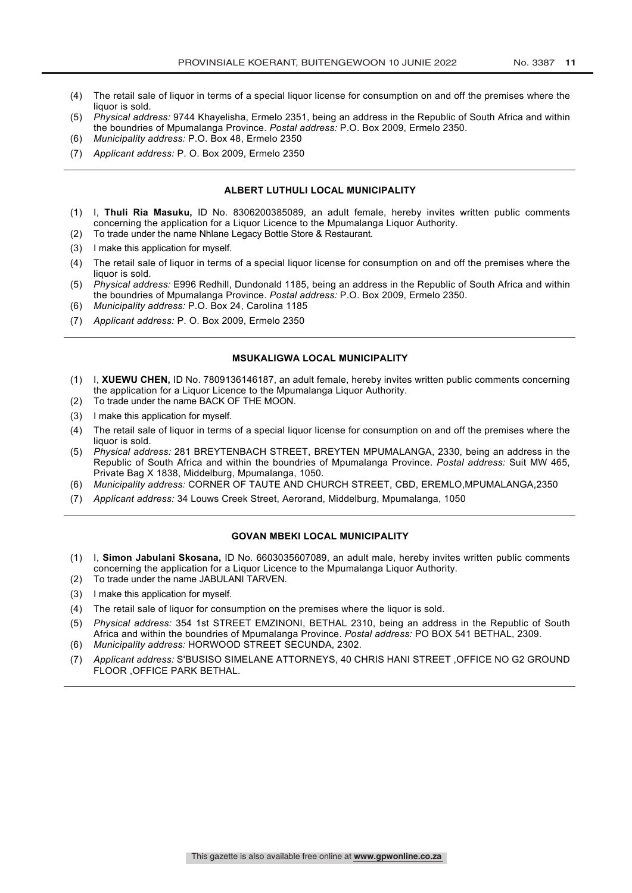(4) The retail sale of liquor in terms of a special liquor license for consumption on and off the premises where the liquor is sold.

(5) *Physical address:* 9744 Khayelisha, Ermelo 2351, being an address in the Republic of South Africa and within the boundries of Mpumalanga Province. *Postal address:* P.O. Box 2009, Ermelo 2350.

(6) *Municipality address:* P.O. Box 48, Ermelo 2350

(7) *Applicant address:* P. O. Box 2009, Ermelo 2350

---

**ALBERT LUTHULI LOCAL MUNICIPALITY**

(1) I, **Thuli Ria Masuku,** ID No. 8306200385089, an adult female, hereby invites written public comments concerning the application for a Liquor Licence to the Mpumalanga Liquor Authority.

(2) To trade under the name Nhlane Legacy Bottle Store & Restaurant.

(3) I make this application for myself.

(4) The retail sale of liquor in terms of a special liquor license for consumption on and off the premises where the liquor is sold.

(5) *Physical address:* E996 Redhill, Dundonald 1185, being an address in the Republic of South Africa and within the boundries of Mpumalanga Province. *Postal address:* P.O. Box 2009, Ermelo 2350.

(6) *Municipality address:* P.O. Box 24, Carolina 1185

(7) *Applicant address:* P. O. Box 2009, Ermelo 2350

---

**MSUKALIGWA LOCAL MUNICIPALITY**

(1) I, **XUEWU CHEN,** ID No. 7809136146187, an adult female, hereby invites written public comments concerning the application for a Liquor Licence to the Mpumalanga Liquor Authority.

(2) To trade under the name BACK OF THE MOON.

(3) I make this application for myself.

(4) The retail sale of liquor in terms of a special liquor license for consumption on and off the premises where the liquor is sold.

(5) *Physical address:* 281 BREYTENBACH STREET, BREYTEN MPUMALANGA, 2330, being an address in the Republic of South Africa and within the boundries of Mpumalanga Province. *Postal address:* Suit MW 465, Private Bag X 1838, Middelburg, Mpumalanga, 1050.

(6) *Municipality address:* CORNER OF TAUTE AND CHURCH STREET, CBD, EREMLO,MPUMALANGA,2350

(7) *Applicant address:* 34 Louws Creek Street, Aerorand, Middelburg, Mpumalanga, 1050

---

**GOVAN MBEKI LOCAL MUNICIPALITY**

(1) I, **Simon Jabulani Skosana,** ID No. 6603035607089, an adult male, hereby invites written public comments concerning the application for a Liquor Licence to the Mpumalanga Liquor Authority.

(2) To trade under the name JABULANI TARVEN.

(3) I make this application for myself.

(4) The retail sale of liquor for consumption on the premises where the liquor is sold.

(5) *Physical address:* 354 1st STREET EMZINONI, BETHAL 2310, being an address in the Republic of South Africa and within the boundries of Mpumalanga Province. *Postal address:* PO BOX 541 BETHAL, 2309.

(6) *Municipality address:* HORWOOD STREET SECUNDA, 2302.

(7) *Applicant address:* S'BUSISO SIMELANE ATTORNEYS, 40 CHRIS HANI STREET ,OFFICE NO G2 GROUND FLOOR ,OFFICE PARK BETHAL.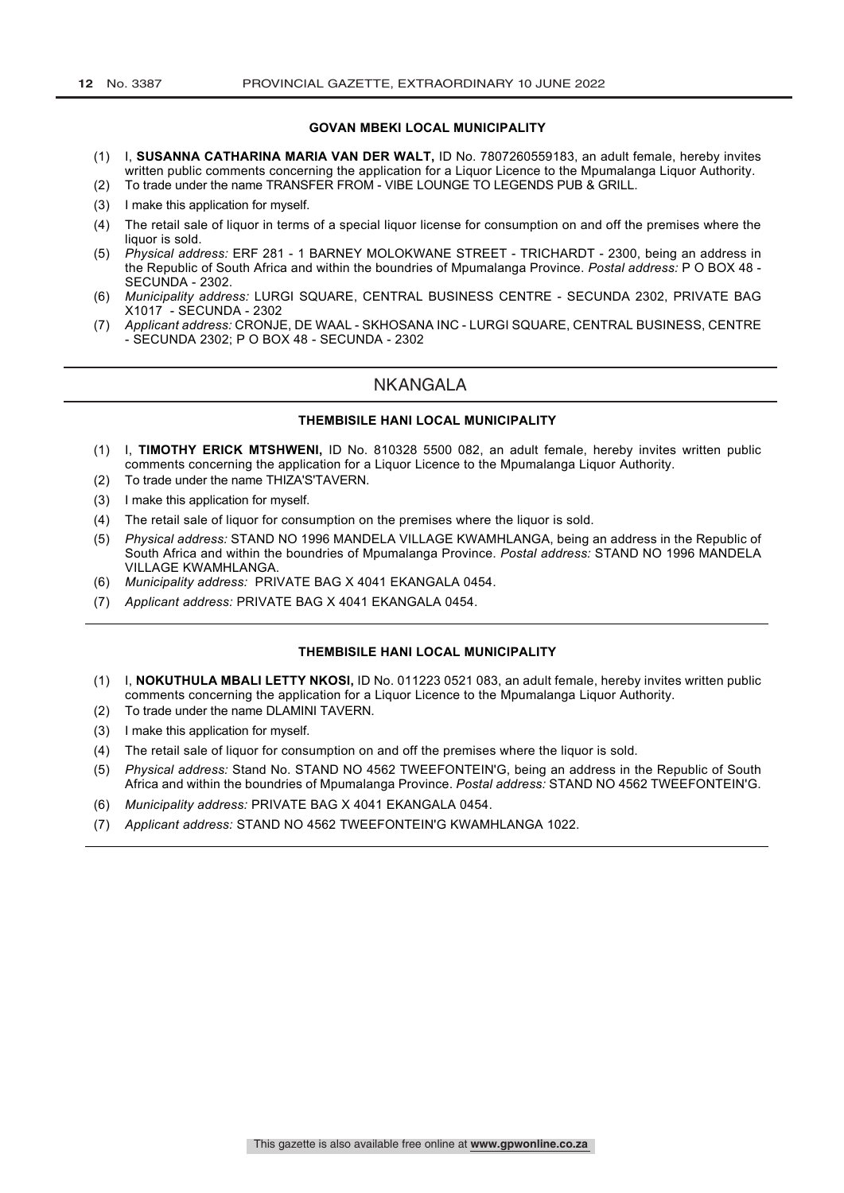### GOVAN MBEKI LOCAL MUNICIPALITY

(1) I, **SUSANNA CATHARINA MARIA VAN DER WALT,** ID No. 7807260559183, an adult female, hereby invites written public comments concerning the application for a Liquor Licence to the Mpumalanga Liquor Authority.

(2) To trade under the name TRANSFER FROM - VIBE LOUNGE TO LEGENDS PUB & GRILL.

(3) I make this application for myself.

(4) The retail sale of liquor in terms of a special liquor license for consumption on and off the premises where the liquor is sold.

(5) *Physical address:* ERF 281 - 1 BARNEY MOLOKWANE STREET - TRICHARDT - 2300, being an address in the Republic of South Africa and within the boundries of Mpumalanga Province. *Postal address:* P O BOX 48 - SECUNDA - 2302.

(6) *Municipality address:* LURGI SQUARE, CENTRAL BUSINESS CENTRE - SECUNDA 2302, PRIVATE BAG X1017 - SECUNDA - 2302

(7) *Applicant address:* CRONJE, DE WAAL - SKHOSANA INC - LURGI SQUARE, CENTRAL BUSINESS, CENTRE - SECUNDA 2302; P O BOX 48 - SECUNDA - 2302

## NKANGALA

### THEMBISILE HANI LOCAL MUNICIPALITY

(1) I, **TIMOTHY ERICK MTSHWENI,** ID No. 810328 5500 082, an adult female, hereby invites written public comments concerning the application for a Liquor Licence to the Mpumalanga Liquor Authority.

(2) To trade under the name THIZA'S'TAVERN.

(3) I make this application for myself.

(4) The retail sale of liquor for consumption on the premises where the liquor is sold.

(5) *Physical address:* STAND NO 1996 MANDELA VILLAGE KWAMHLANGA, being an address in the Republic of South Africa and within the boundries of Mpumalanga Province. *Postal address:* STAND NO 1996 MANDELA VILLAGE KWAMHLANGA.

(6) *Municipality address:* PRIVATE BAG X 4041 EKANGALA 0454.

(7) *Applicant address:* PRIVATE BAG X 4041 EKANGALA 0454.

### THEMBISILE HANI LOCAL MUNICIPALITY

(1) I, **NOKUTHULA MBALI LETTY NKOSI,** ID No. 011223 0521 083, an adult female, hereby invites written public comments concerning the application for a Liquor Licence to the Mpumalanga Liquor Authority.

(2) To trade under the name DLAMINI TAVERN.

(3) I make this application for myself.

(4) The retail sale of liquor for consumption on and off the premises where the liquor is sold.

(5) *Physical address:* Stand No. STAND NO 4562 TWEEFONTEIN'G, being an address in the Republic of South Africa and within the boundries of Mpumalanga Province. *Postal address:* STAND NO 4562 TWEEFONTEIN'G.

(6) *Municipality address:* PRIVATE BAG X 4041 EKANGALA 0454.

(7) *Applicant address:* STAND NO 4562 TWEEFONTEIN'G KWAMHLANGA 1022.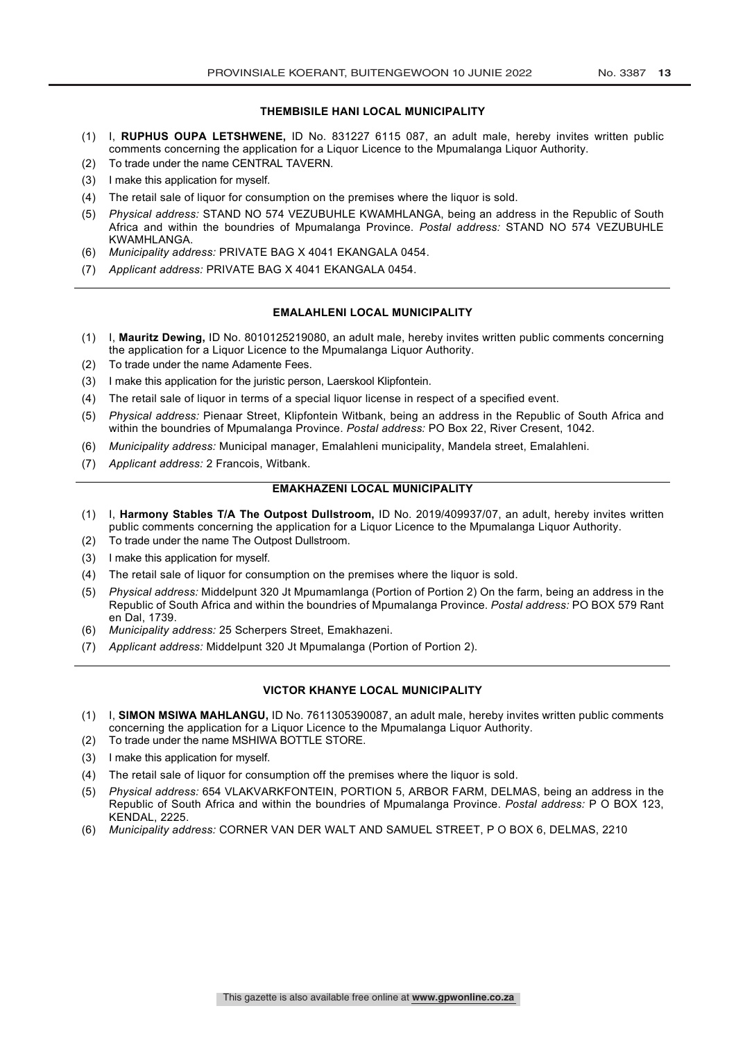### THEMBISILE HANI LOCAL MUNICIPALITY

(1) I, **RUPHUS OUPA LETSHWENE,** ID No. 831227 6115 087, an adult male, hereby invites written public comments concerning the application for a Liquor Licence to the Mpumalanga Liquor Authority.

(2) To trade under the name CENTRAL TAVERN.

(3) I make this application for myself.

(4) The retail sale of liquor for consumption on the premises where the liquor is sold.

(5) *Physical address:* STAND NO 574 VEZUBUHLE KWAMHLANGA, being an address in the Republic of South Africa and within the boundries of Mpumalanga Province. *Postal address:* STAND NO 574 VEZUBUHLE KWAMHLANGA.

(6) *Municipality address:* PRIVATE BAG X 4041 EKANGALA 0454.

(7) *Applicant address:* PRIVATE BAG X 4041 EKANGALA 0454.

---

### EMALAHLENI LOCAL MUNICIPALITY

(1) I, **Mauritz Dewing,** ID No. 8010125219080, an adult male, hereby invites written public comments concerning the application for a Liquor Licence to the Mpumalanga Liquor Authority.

(2) To trade under the name Adamente Fees.

(3) I make this application for the juristic person, Laerskool Klipfontein.

(4) The retail sale of liquor in terms of a special liquor license in respect of a specified event.

(5) *Physical address:* Pienaar Street, Klipfontein Witbank, being an address in the Republic of South Africa and within the boundries of Mpumalanga Province. *Postal address:* PO Box 22, River Cresent, 1042.

(6) *Municipality address:* Municipal manager, Emalahleni municipality, Mandela street, Emalahleni.

(7) *Applicant address:* 2 Francois, Witbank.

---

### EMAKHAZENI LOCAL MUNICIPALITY

(1) I, **Harmony Stables T/A The Outpost Dullstroom,** ID No. 2019/409937/07, an adult, hereby invites written public comments concerning the application for a Liquor Licence to the Mpumalanga Liquor Authority.

(2) To trade under the name The Outpost Dullstroom.

(3) I make this application for myself.

(4) The retail sale of liquor for consumption on the premises where the liquor is sold.

(5) *Physical address:* Middelpunt 320 Jt Mpumamlanga (Portion of Portion 2) On the farm, being an address in the Republic of South Africa and within the boundries of Mpumalanga Province. *Postal address:* PO BOX 579 Rant en Dal, 1739.

(6) *Municipality address:* 25 Scherpers Street, Emakhazeni.

(7) *Applicant address:* Middelpunt 320 Jt Mpumalanga (Portion of Portion 2).

---

### VICTOR KHANYE LOCAL MUNICIPALITY

(1) I, **SIMON MSIWA MAHLANGU,** ID No. 7611305390087, an adult male, hereby invites written public comments concerning the application for a Liquor Licence to the Mpumalanga Liquor Authority.

(2) To trade under the name MSHIWA BOTTLE STORE.

(3) I make this application for myself.

(4) The retail sale of liquor for consumption off the premises where the liquor is sold.

(5) *Physical address:* 654 VLAKVARKFONTEIN, PORTION 5, ARBOR FARM, DELMAS, being an address in the Republic of South Africa and within the boundries of Mpumalanga Province. *Postal address:* P O BOX 123, KENDAL, 2225.

(6) *Municipality address:* CORNER VAN DER WALT AND SAMUEL STREET, P O BOX 6, DELMAS, 2210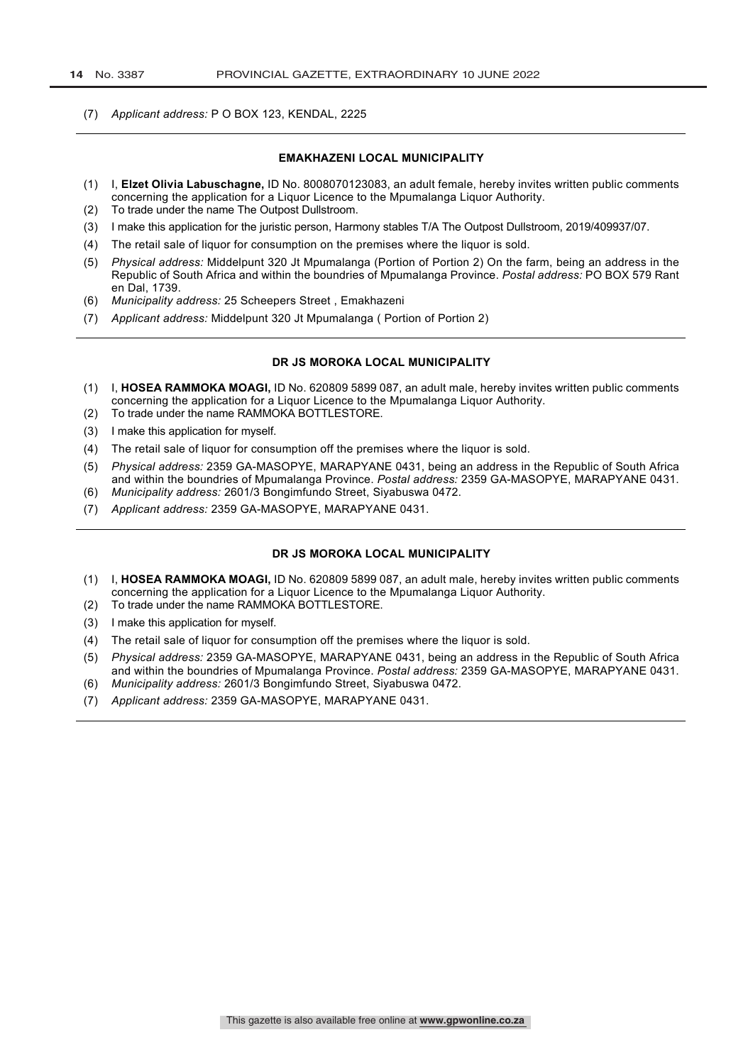(7) *Applicant address:* P O BOX 123, KENDAL, 2225

---

### EMAKHAZENI LOCAL MUNICIPALITY

(1) I, **Elzet Olivia Labuschagne,** ID No. 8008070123083, an adult female, hereby invites written public comments concerning the application for a Liquor Licence to the Mpumalanga Liquor Authority.
(2) To trade under the name The Outpost Dullstroom.
(3) I make this application for the juristic person, Harmony stables T/A The Outpost Dullstroom, 2019/409937/07.
(4) The retail sale of liquor for consumption on the premises where the liquor is sold.
(5) *Physical address:* Middelpunt 320 Jt Mpumalanga (Portion of Portion 2) On the farm, being an address in the Republic of South Africa and within the boundries of Mpumalanga Province. *Postal address:* PO BOX 579 Rant en Dal, 1739.
(6) *Municipality address:* 25 Scheepers Street , Emakhazeni
(7) *Applicant address:* Middelpunt 320 Jt Mpumalanga ( Portion of Portion 2)

---

### DR JS MOROKA LOCAL MUNICIPALITY

(1) I, **HOSEA RAMMOKA MOAGI,** ID No. 620809 5899 087, an adult male, hereby invites written public comments concerning the application for a Liquor Licence to the Mpumalanga Liquor Authority.
(2) To trade under the name RAMMOKA BOTTLESTORE.
(3) I make this application for myself.
(4) The retail sale of liquor for consumption off the premises where the liquor is sold.
(5) *Physical address:* 2359 GA-MASOPYE, MARAPYANE 0431, being an address in the Republic of South Africa and within the boundries of Mpumalanga Province. *Postal address:* 2359 GA-MASOPYE, MARAPYANE 0431.
(6) *Municipality address:* 2601/3 Bongimfundo Street, Siyabuswa 0472.
(7) *Applicant address:* 2359 GA-MASOPYE, MARAPYANE 0431.

---

### DR JS MOROKA LOCAL MUNICIPALITY

(1) I, **HOSEA RAMMOKA MOAGI,** ID No. 620809 5899 087, an adult male, hereby invites written public comments concerning the application for a Liquor Licence to the Mpumalanga Liquor Authority.
(2) To trade under the name RAMMOKA BOTTLESTORE.
(3) I make this application for myself.
(4) The retail sale of liquor for consumption off the premises where the liquor is sold.
(5) *Physical address:* 2359 GA-MASOPYE, MARAPYANE 0431, being an address in the Republic of South Africa and within the boundries of Mpumalanga Province. *Postal address:* 2359 GA-MASOPYE, MARAPYANE 0431.
(6) *Municipality address:* 2601/3 Bongimfundo Street, Siyabuswa 0472.
(7) *Applicant address:* 2359 GA-MASOPYE, MARAPYANE 0431.

---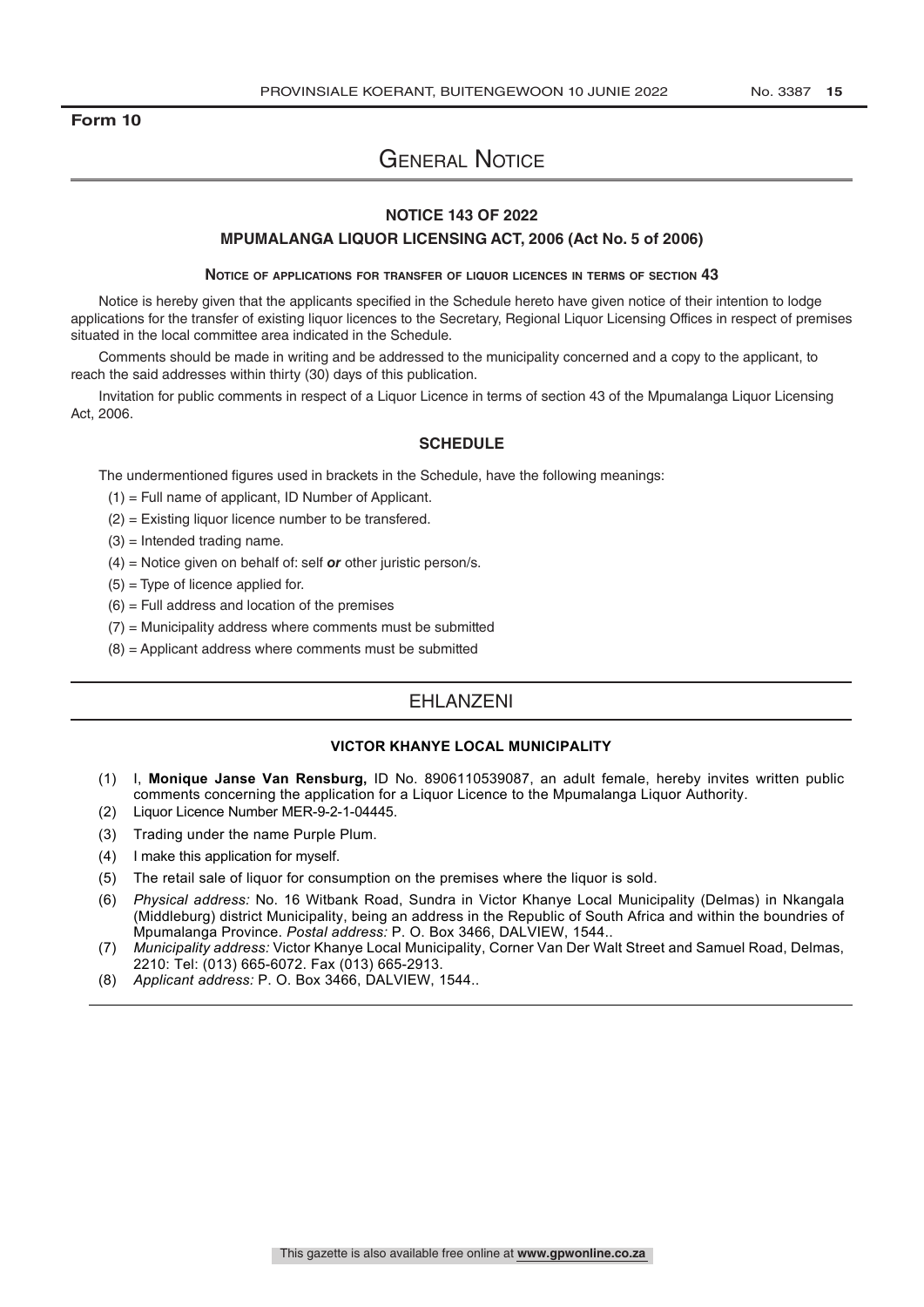**Form 10**

# General Notice

## NOTICE 143 OF 2022

## MPUMALANGA LIQUOR LICENSING ACT, 2006 (Act No. 5 of 2006)

### Notice of applications for transfer of liquor licences in terms of section 43

Notice is hereby given that the applicants specified in the Schedule hereto have given notice of their intention to lodge applications for the transfer of existing liquor licences to the Secretary, Regional Liquor Licensing Offices in respect of premises situated in the local committee area indicated in the Schedule.

Comments should be made in writing and be addressed to the municipality concerned and a copy to the applicant, to reach the said addresses within thirty (30) days of this publication.

Invitation for public comments in respect of a Liquor Licence in terms of section 43 of the Mpumalanga Liquor Licensing Act, 2006.

### SCHEDULE

The undermentioned figures used in brackets in the Schedule, have the following meanings:

(1) = Full name of applicant, ID Number of Applicant.

(2) = Existing liquor licence number to be transfered.

(3) = Intended trading name.

(4) = Notice given on behalf of: self ***or*** other juristic person/s.

(5) = Type of licence applied for.

(6) = Full address and location of the premises

(7) = Municipality address where comments must be submitted

(8) = Applicant address where comments must be submitted

## EHLANZENI

### VICTOR KHANYE LOCAL MUNICIPALITY

(1) I, **Monique Janse Van Rensburg,** ID No. 8906110539087, an adult female, hereby invites written public comments concerning the application for a Liquor Licence to the Mpumalanga Liquor Authority.

(2) Liquor Licence Number MER-9-2-1-04445.

(3) Trading under the name Purple Plum.

(4) I make this application for myself.

(5) The retail sale of liquor for consumption on the premises where the liquor is sold.

(6) *Physical address:* No. 16 Witbank Road, Sundra in Victor Khanye Local Municipality (Delmas) in Nkangala (Middleburg) district Municipality, being an address in the Republic of South Africa and within the boundries of Mpumalanga Province. *Postal address:* P. O. Box 3466, DALVIEW, 1544..

(7) *Municipality address:* Victor Khanye Local Municipality, Corner Van Der Walt Street and Samuel Road, Delmas, 2210: Tel: (013) 665-6072. Fax (013) 665-2913.

(8) *Applicant address:* P. O. Box 3466, DALVIEW, 1544..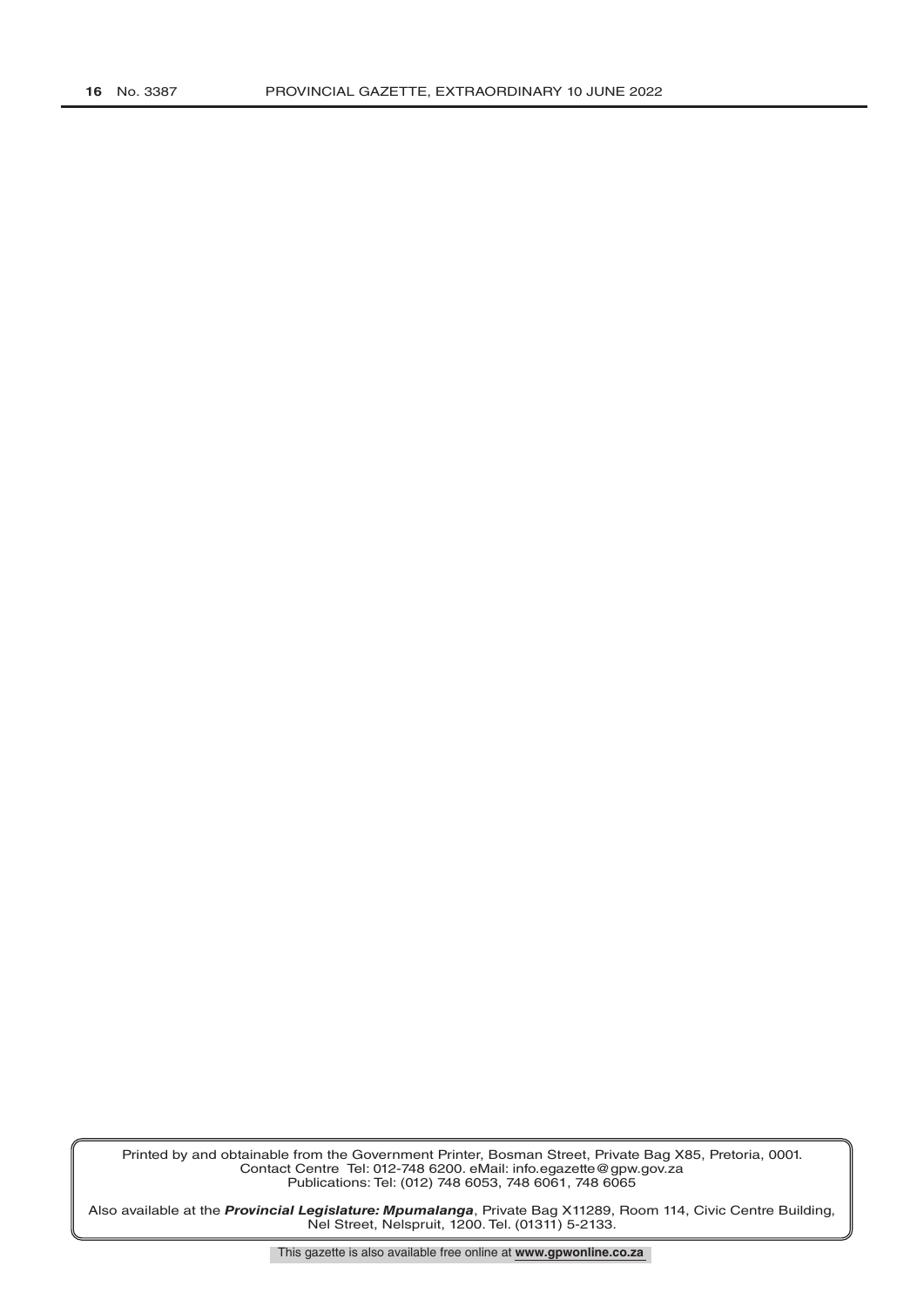Printed by and obtainable from the Government Printer, Bosman Street, Private Bag X85, Pretoria, 0001.
Contact Centre Tel: 012-748 6200. eMail: info.egazette@gpw.gov.za
Publications: Tel: (012) 748 6053, 748 6061, 748 6065

Also available at the ***Provincial Legislature: Mpumalanga***, Private Bag X11289, Room 114, Civic Centre Building, Nel Street, Nelspruit, 1200. Tel. (01311) 5-2133.

This gazette is also available free online at **www.gpwonline.co.za**